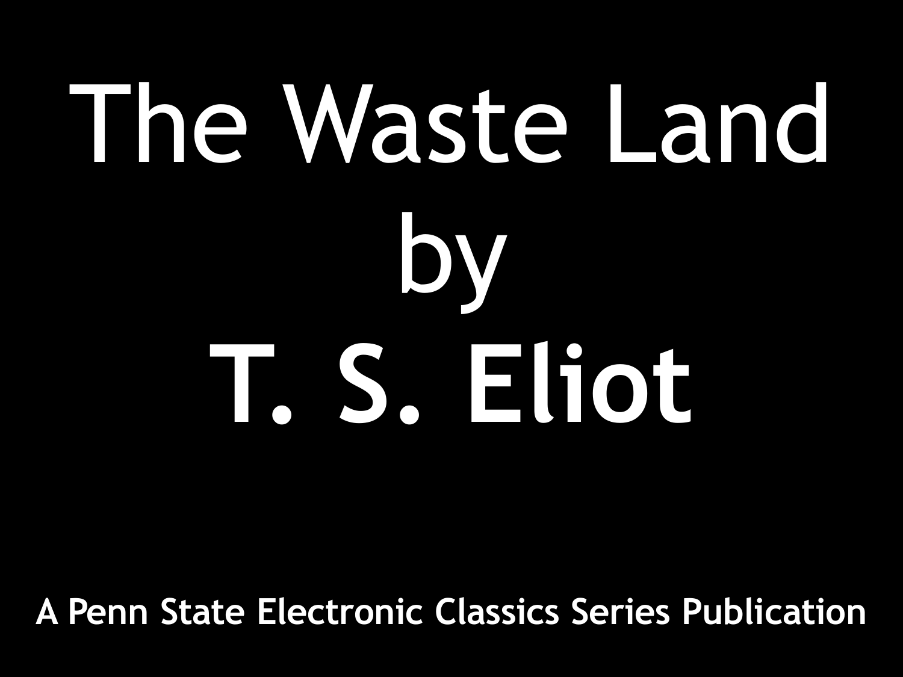# The Waste Land
## by
# **T. S. Eliot**

**A Penn State Electronic Classics Series Publication**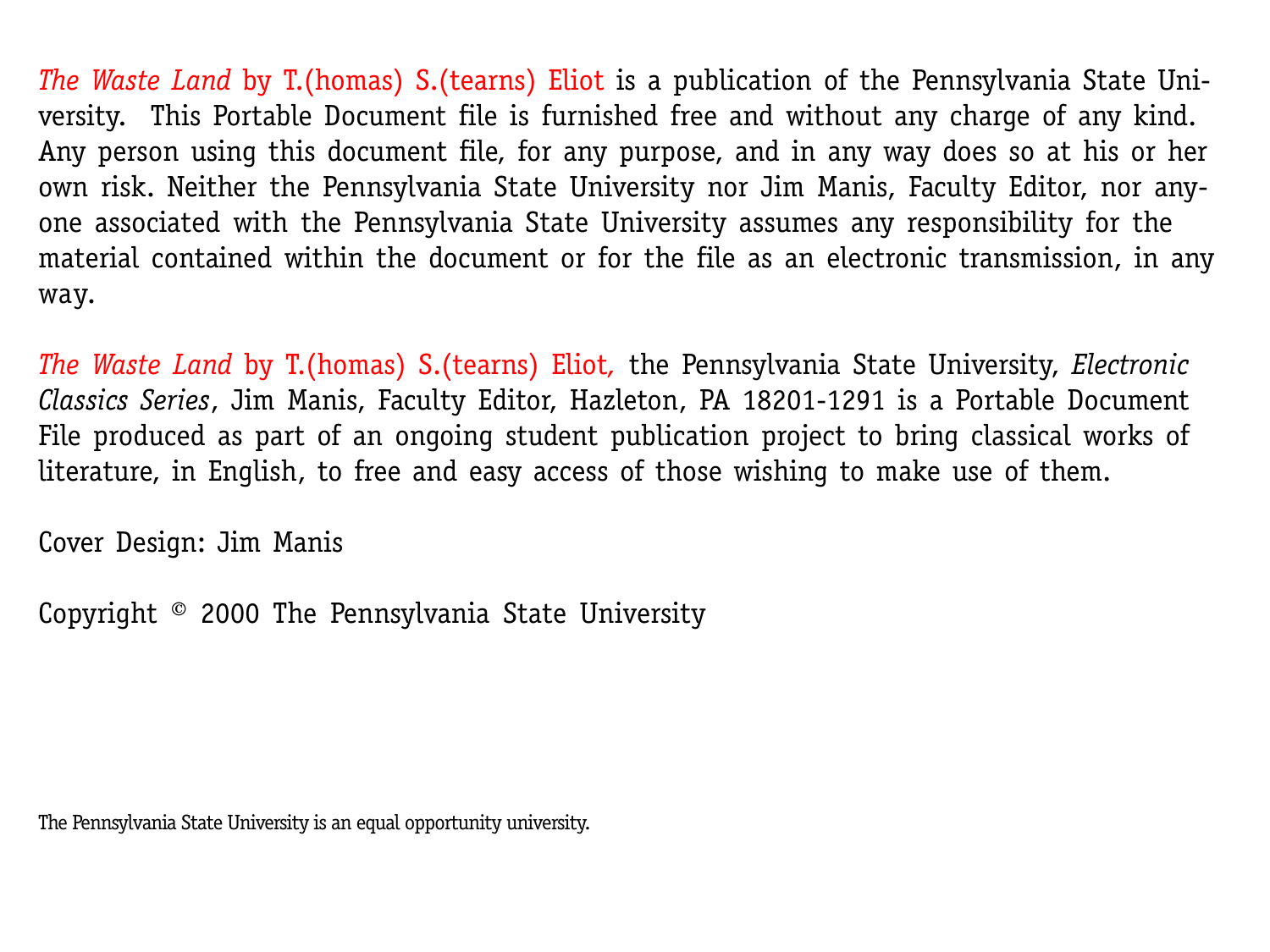*The Waste Land* by T.(homas) S.(tearns) Eliot is a publication of the Pennsylvania State University. This Portable Document file is furnished free and without any charge of any kind. Any person using this document file, for any purpose, and in any way does so at his or her own risk. Neither the Pennsylvania State University nor Jim Manis, Faculty Editor, nor anyone associated with the Pennsylvania State University assumes any responsibility for the material contained within the document or for the file as an electronic transmission, in any way.

*The Waste Land* by T.(homas) S.(tearns) Eliot, the Pennsylvania State University, *Electronic Classics Series*, Jim Manis, Faculty Editor, Hazleton, PA 18201-1291 is a Portable Document File produced as part of an ongoing student publication project to bring classical works of literature, in English, to free and easy access of those wishing to make use of them.

Cover Design: Jim Manis

Copyright © 2000 The Pennsylvania State University

The Pennsylvania State University is an equal opportunity university.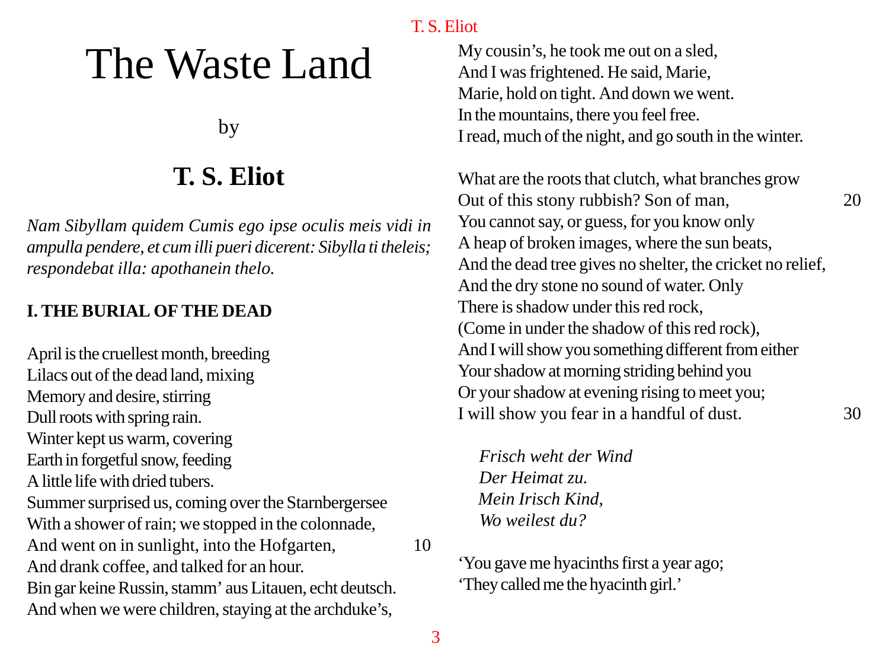# The Waste Land

by

## T. S. Eliot

*Nam Sibyllam quidem Cumis ego ipse oculis meis vidi in ampulla pendere, et cum illi pueri dicerent: Sibylla ti theleis; respondebat illa: apothanein thelo.*

### I. THE BURIAL OF THE DEAD

April is the cruellest month, breeding  
Lilacs out of the dead land, mixing  
Memory and desire, stirring  
Dull roots with spring rain.  
Winter kept us warm, covering  
Earth in forgetful snow, feeding  
A little life with dried tubers.  
Summer surprised us, coming over the Starnbergersee  
With a shower of rain; we stopped in the colonnade,  
And went on in sunlight, into the Hofgarten, 10  
And drank coffee, and talked for an hour.  
Bin gar keine Russin, stamm' aus Litauen, echt deutsch.  
And when we were children, staying at the archduke's,  
My cousin's, he took me out on a sled,  
And I was frightened. He said, Marie,  
Marie, hold on tight. And down we went.  
In the mountains, there you feel free.  
I read, much of the night, and go south in the winter.

What are the roots that clutch, what branches grow  
Out of this stony rubbish? Son of man, 20  
You cannot say, or guess, for you know only  
A heap of broken images, where the sun beats,  
And the dead tree gives no shelter, the cricket no relief,  
And the dry stone no sound of water. Only  
There is shadow under this red rock,  
(Come in under the shadow of this red rock),  
And I will show you something different from either  
Your shadow at morning striding behind you  
Or your shadow at evening rising to meet you;  
I will show you fear in a handful of dust. 30

*Frisch weht der Wind*  
*Der Heimat zu.*  
*Mein Irisch Kind,*  
*Wo weilest du?*

'You gave me hyacinths first a year ago;  
'They called me the hyacinth girl.'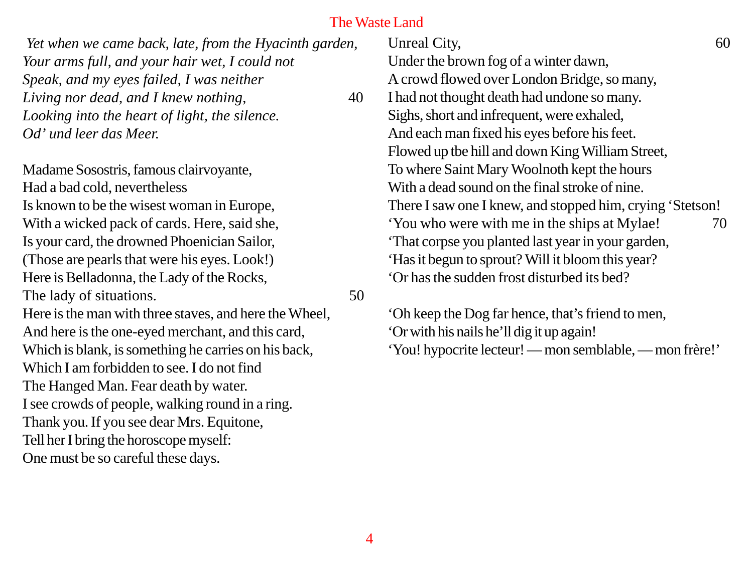*Yet when we came back, late, from the Hyacinth garden,*
*Your arms full, and your hair wet, I could not*
*Speak, and my eyes failed, I was neither*
*Living nor dead, and I knew nothing,* 40
*Looking into the heart of light, the silence.*
*Od' und leer das Meer.*

Madame Sosostris, famous clairvoyante,
Had a bad cold, nevertheless
Is known to be the wisest woman in Europe,
With a wicked pack of cards. Here, said she,
Is your card, the drowned Phoenician Sailor,
(Those are pearls that were his eyes. Look!)
Here is Belladonna, the Lady of the Rocks,
The lady of situations. 50
Here is the man with three staves, and here the Wheel,
And here is the one-eyed merchant, and this card,
Which is blank, is something he carries on his back,
Which I am forbidden to see. I do not find
The Hanged Man. Fear death by water.
I see crowds of people, walking round in a ring.
Thank you. If you see dear Mrs. Equitone,
Tell her I bring the horoscope myself:
One must be so careful these days.

Unreal City, 60
Under the brown fog of a winter dawn,
A crowd flowed over London Bridge, so many,
I had not thought death had undone so many.
Sighs, short and infrequent, were exhaled,
And each man fixed his eyes before his feet.
Flowed up tbe hill and down King William Street,
To where Saint Mary Woolnoth kept the hours
With a dead sound on the final stroke of nine.
There I saw one I knew, and stopped him, crying 'Stetson!
'You who were with me in the ships at Mylae! 70
'That corpse you planted last year in your garden,
'Has it begun to sprout? Will it bloom this year?
'Or has the sudden frost disturbed its bed?

'Oh keep the Dog far hence, that's friend to men,
'Or with his nails he'll dig it up again!
'You! hypocrite lecteur! — mon semblable, — mon frère!'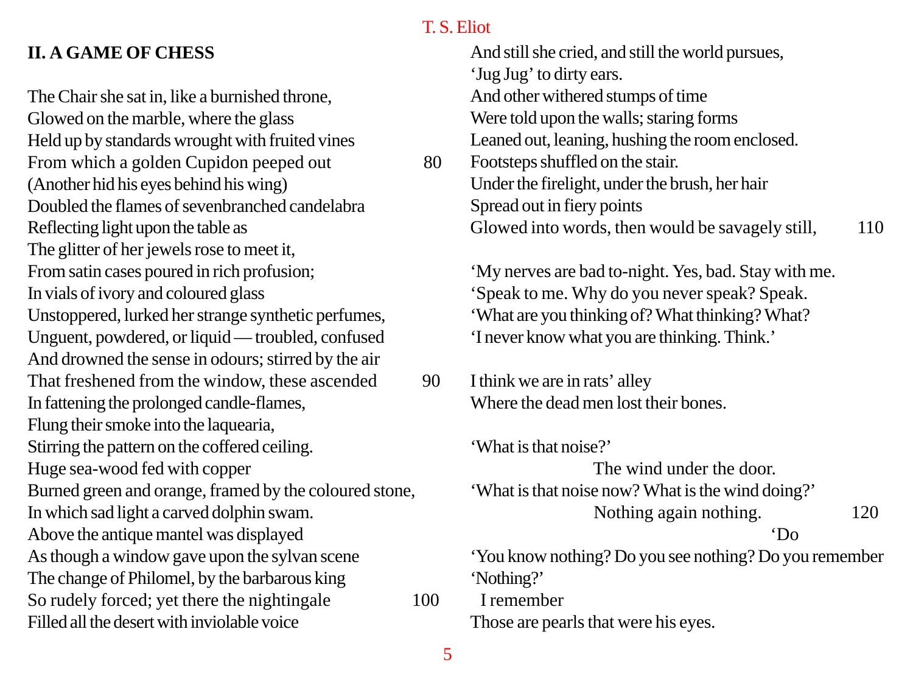## II. A GAME OF CHESS

The Chair she sat in, like a burnished throne,  
Glowed on the marble, where the glass  
Held up by standards wrought with fruited vines  
From which a golden Cupidon peeped out 80  
(Another hid his eyes behind his wing)  
Doubled the flames of sevenbranched candelabra  
Reflecting light upon the table as  
The glitter of her jewels rose to meet it,  
From satin cases poured in rich profusion;  
In vials of ivory and coloured glass  
Unstoppered, lurked her strange synthetic perfumes,  
Unguent, powdered, or liquid — troubled, confused  
And drowned the sense in odours; stirred by the air  
That freshened from the window, these ascended 90  
In fattening the prolonged candle-flames,  
Flung their smoke into the laquearia,  
Stirring the pattern on the coffered ceiling.  
Huge sea-wood fed with copper  
Burned green and orange, framed by the coloured stone,  
In which sad light a carved dolphin swam.  
Above the antique mantel was displayed  
As though a window gave upon the sylvan scene  
The change of Philomel, by the barbarous king  
So rudely forced; yet there the nightingale 100  
Filled all the desert with inviolable voice  
And still she cried, and still the world pursues,  
'Jug Jug' to dirty ears.  
And other withered stumps of time  
Were told upon the walls; staring forms  
Leaned out, leaning, hushing the room enclosed.  
Footsteps shuffled on the stair.  
Under the firelight, under the brush, her hair  
Spread out in fiery points  
Glowed into words, then would be savagely still, 110

'My nerves are bad to-night. Yes, bad. Stay with me.  
'Speak to me. Why do you never speak? Speak.  
'What are you thinking of? What thinking? What?  
'I never know what you are thinking. Think.'

I think we are in rats' alley  
Where the dead men lost their bones.

'What is that noise?'  
                                        The wind under the door.  
'What is that noise now? What is the wind doing?'  
                                        Nothing again nothing. 120  
                                                                    'Do  
'You know nothing? Do you see nothing? Do you remember  
'Nothing?'  
  I remember  
Those are pearls that were his eyes.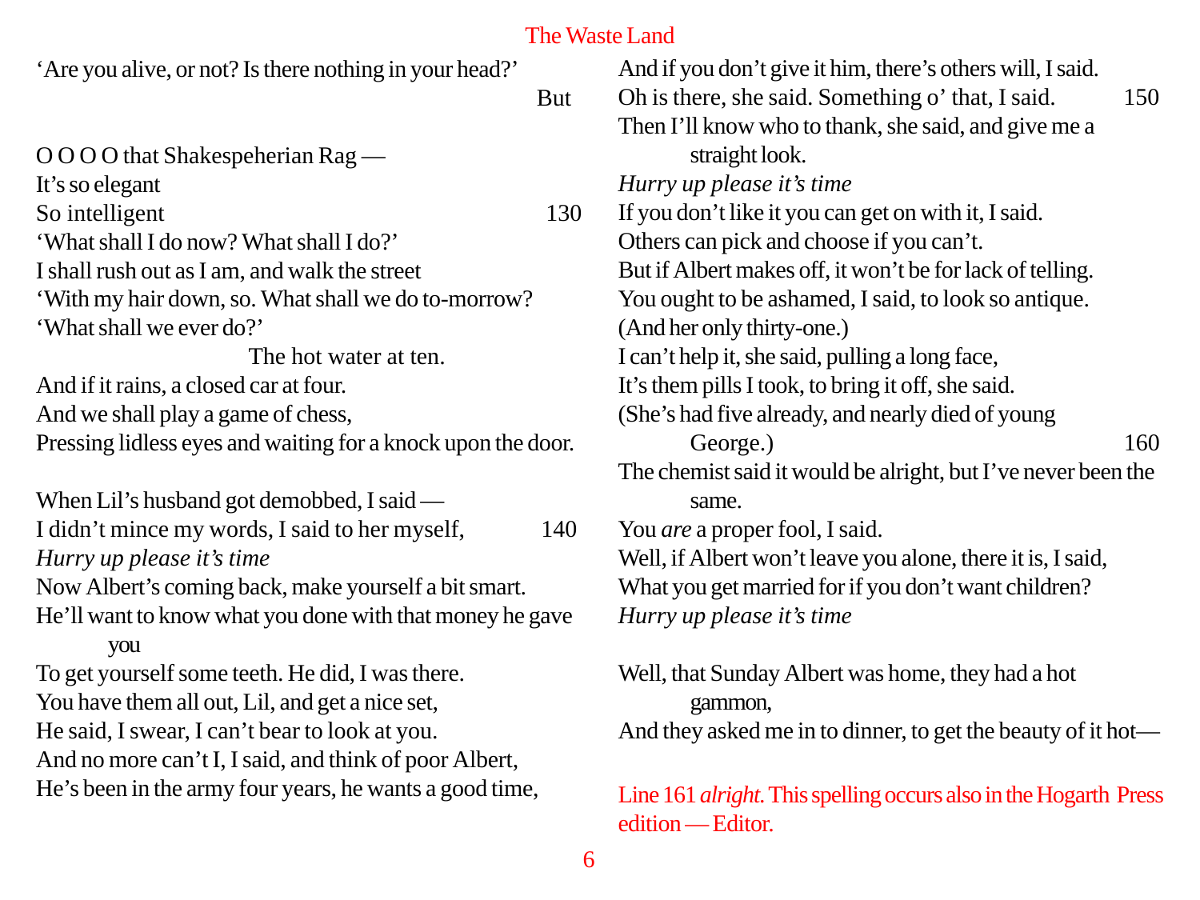'Are you alive, or not? Is there nothing in your head?'

                                        But

O O O O that Shakespeherian Rag —
It's so elegant
So intelligent                                        130
'What shall I do now? What shall I do?'
I shall rush out as I am, and walk the street
'With my hair down, so. What shall we do to-morrow?
'What shall we ever do?'
                                The hot water at ten.
And if it rains, a closed car at four.
And we shall play a game of chess,
Pressing lidless eyes and waiting for a knock upon the door.

When Lil's husband got demobbed, I said —
I didn't mince my words, I said to her myself,           140
*Hurry up please it's time*
Now Albert's coming back, make yourself a bit smart.
He'll want to know what you done with that money he gave
        you
To get yourself some teeth. He did, I was there.
You have them all out, Lil, and get a nice set,
He said, I swear, I can't bear to look at you.
And no more can't I, I said, and think of poor Albert,
He's been in the army four years, he wants a good time,
And if you don't give it him, there's others will, I said.
Oh is there, she said. Something o' that, I said.          150
Then I'll know who to thank, she said, and give me a
        straight look.
*Hurry up please it's time*
If you don't like it you can get on with it, I said.
Others can pick and choose if you can't.
But if Albert makes off, it won't be for lack of telling.
You ought to be ashamed, I said, to look so antique.
(And her only thirty-one.)
I can't help it, she said, pulling a long face,
It's them pills I took, to bring it off, she said.
(She's had five already, and nearly died of young
        George.)                                       160
The chemist said it would be alright, but I've never been the
        same.
You *are* a proper fool, I said.
Well, if Albert won't leave you alone, there it is, I said,
What you get married for if you don't want children?
*Hurry up please it's time*

Well, that Sunday Albert was home, they had a hot
        gammon,
And they asked me in to dinner, to get the beauty of it hot—

Line 161 *alright*. This spelling occurs also in the Hogarth Press edition — Editor.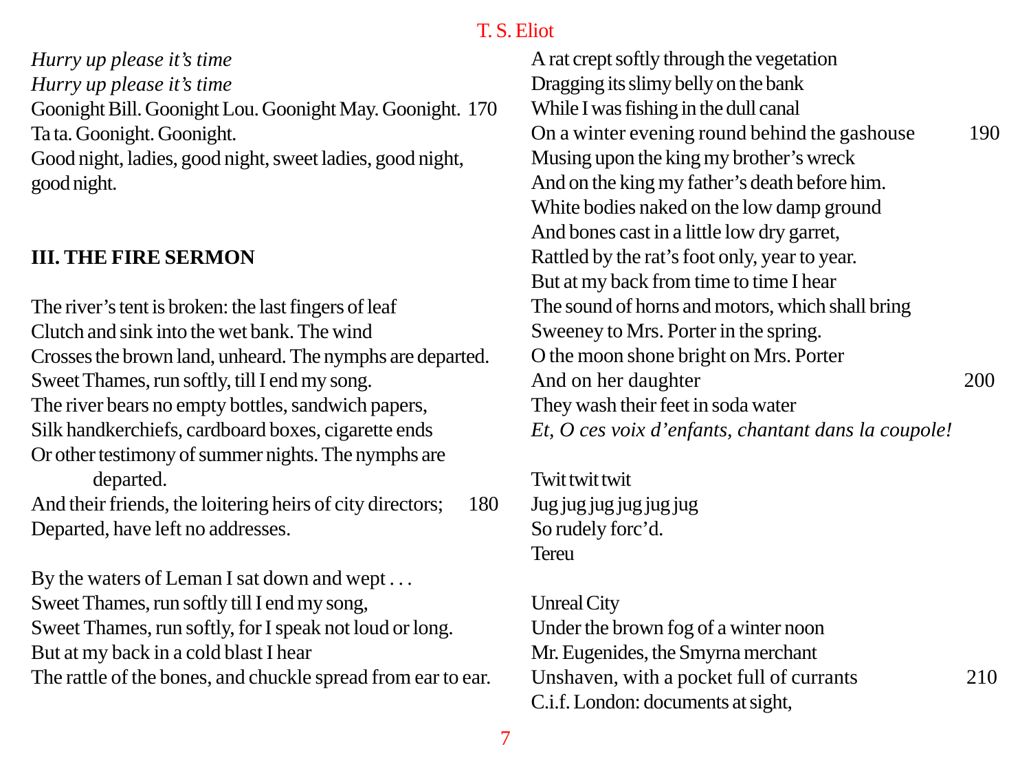*Hurry up please it's time*
*Hurry up please it's time*
Goonight Bill. Goonight Lou. Goonight May. Goonight. 170
Ta ta. Goonight. Goonight.
Good night, ladies, good night, sweet ladies, good night, good night.

### III. THE FIRE SERMON

The river's tent is broken: the last fingers of leaf
Clutch and sink into the wet bank. The wind
Crosses the brown land, unheard. The nymphs are departed.
Sweet Thames, run softly, till I end my song.
The river bears no empty bottles, sandwich papers,
Silk handkerchiefs, cardboard boxes, cigarette ends
Or other testimony of summer nights. The nymphs are departed.
And their friends, the loitering heirs of city directors; 180
Departed, have left no addresses.

By the waters of Leman I sat down and wept . . .
Sweet Thames, run softly till I end my song,
Sweet Thames, run softly, for I speak not loud or long.
But at my back in a cold blast I hear
The rattle of the bones, and chuckle spread from ear to ear.
A rat crept softly through the vegetation
Dragging its slimy belly on the bank
While I was fishing in the dull canal
On a winter evening round behind the gashouse 190
Musing upon the king my brother's wreck
And on the king my father's death before him.
White bodies naked on the low damp ground
And bones cast in a little low dry garret,
Rattled by the rat's foot only, year to year.
But at my back from time to time I hear
The sound of horns and motors, which shall bring
Sweeney to Mrs. Porter in the spring.
O the moon shone bright on Mrs. Porter
And on her daughter 200
They wash their feet in soda water
*Et, O ces voix d'enfants, chantant dans la coupole!*

Twit twit twit
Jug jug jug jug jug jug
So rudely forc'd.
Tereu

Unreal City
Under the brown fog of a winter noon
Mr. Eugenides, the Smyrna merchant
Unshaven, with a pocket full of currants 210
C.i.f. London: documents at sight,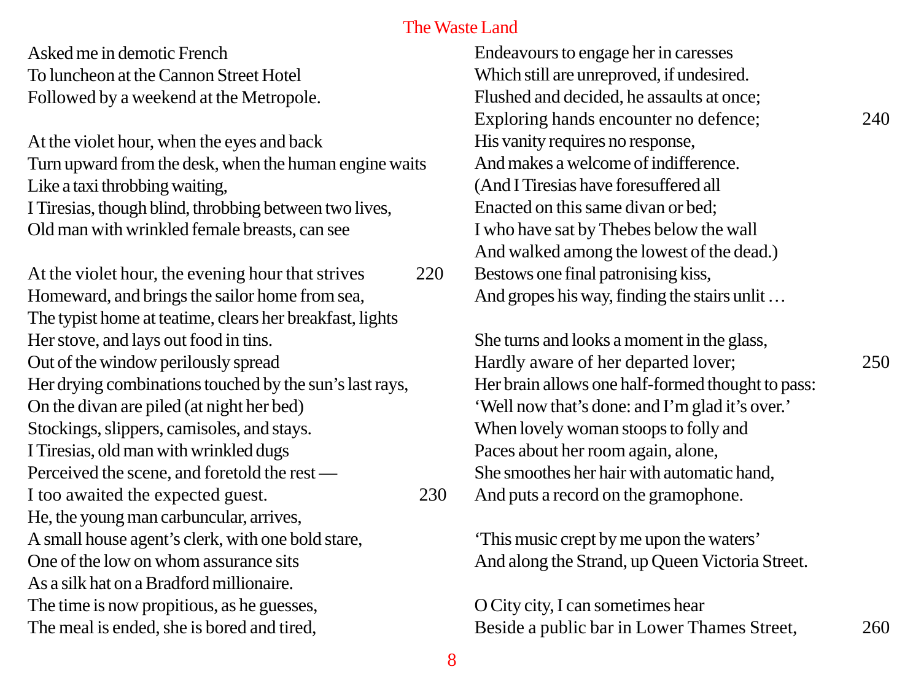Asked me in demotic French  
To luncheon at the Cannon Street Hotel  
Followed by a weekend at the Metropole.

At the violet hour, when the eyes and back  
Turn upward from the desk, when the human engine waits  
Like a taxi throbbing waiting,  
I Tiresias, though blind, throbbing between two lives,  
Old man with wrinkled female breasts, can see

At the violet hour, the evening hour that strives 220  
Homeward, and brings the sailor home from sea,  
The typist home at teatime, clears her breakfast, lights  
Her stove, and lays out food in tins.  
Out of the window perilously spread  
Her drying combinations touched by the sun's last rays,  
On the divan are piled (at night her bed)  
Stockings, slippers, camisoles, and stays.  
I Tiresias, old man with wrinkled dugs  
Perceived the scene, and foretold the rest —  
I too awaited the expected guest. 230  
He, the young man carbuncular, arrives,  
A small house agent's clerk, with one bold stare,  
One of the low on whom assurance sits  
As a silk hat on a Bradford millionaire.  
The time is now propitious, as he guesses,  
The meal is ended, she is bored and tired,  
Endeavours to engage her in caresses  
Which still are unreproved, if undesired.  
Flushed and decided, he assaults at once;  
Exploring hands encounter no defence; 240  
His vanity requires no response,  
And makes a welcome of indifference.  
(And I Tiresias have foresuffered all  
Enacted on this same divan or bed;  
I who have sat by Thebes below the wall  
And walked among the lowest of the dead.)  
Bestows one final patronising kiss,  
And gropes his way, finding the stairs unlit …

She turns and looks a moment in the glass,  
Hardly aware of her departed lover; 250  
Her brain allows one half-formed thought to pass:  
'Well now that's done: and I'm glad it's over.'  
When lovely woman stoops to folly and  
Paces about her room again, alone,  
She smoothes her hair with automatic hand,  
And puts a record on the gramophone.

'This music crept by me upon the waters'  
And along the Strand, up Queen Victoria Street.

O City city, I can sometimes hear  
Beside a public bar in Lower Thames Street, 260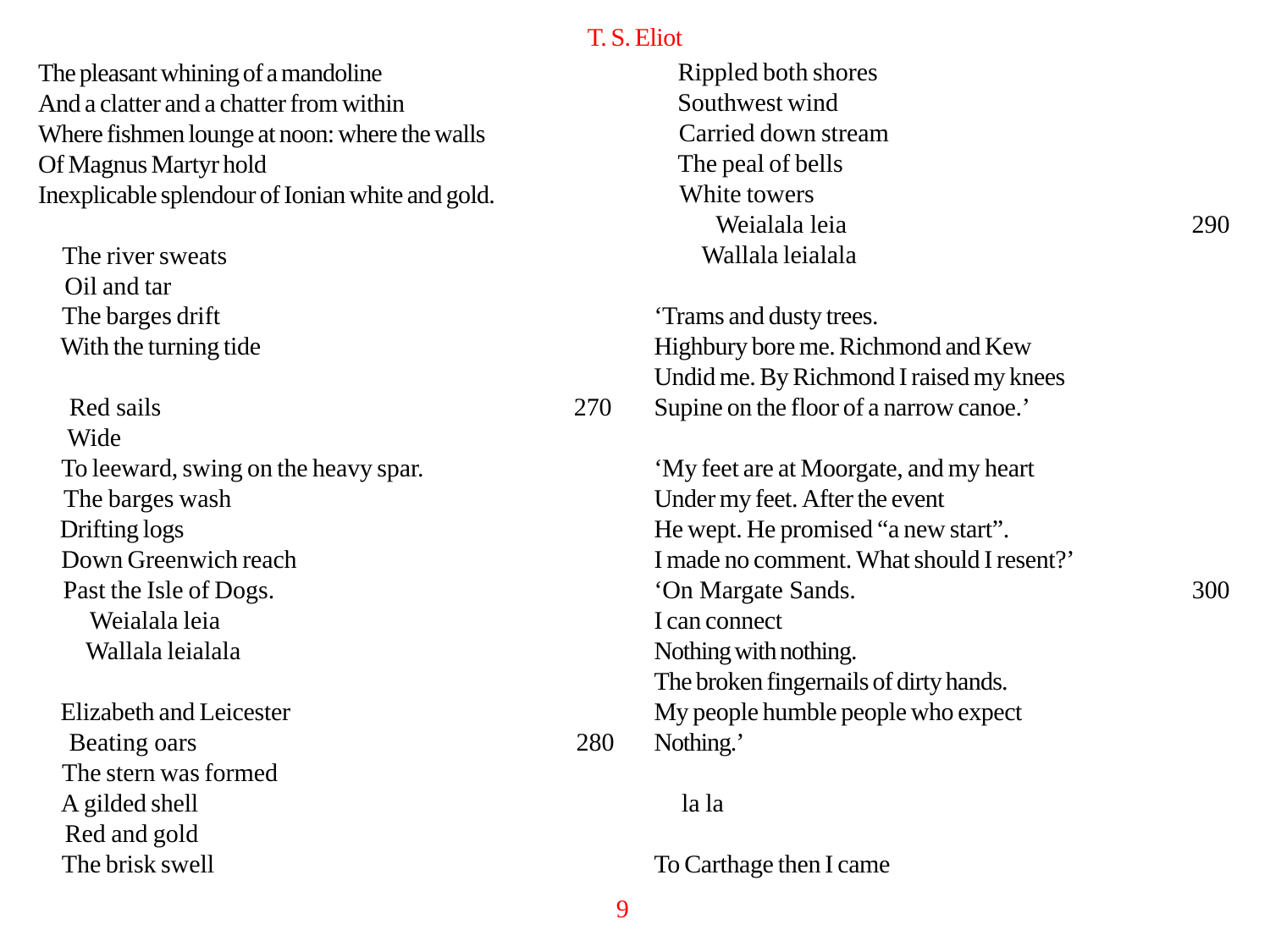The pleasant whining of a mandoline
And a clatter and a chatter from within
Where fishmen lounge at noon: where the walls
Of Magnus Martyr hold
Inexplicable splendour of Ionian white and gold.

The river sweats
Oil and tar
The barges drift
With the turning tide

Red sails 270
Wide
To leeward, swing on the heavy spar.
The barges wash
Drifting logs
Down Greenwich reach
Past the Isle of Dogs.
Weialala leia
Wallala leialala

Elizabeth and Leicester
Beating oars 280
The stern was formed
A gilded shell
Red and gold
The brisk swell
Rippled both shores
Southwest wind
Carried down stream
The peal of bells
White towers
Weialala leia 290
Wallala leialala

'Trams and dusty trees.
Highbury bore me. Richmond and Kew
Undid me. By Richmond I raised my knees
Supine on the floor of a narrow canoe.'

'My feet are at Moorgate, and my heart
Under my feet. After the event
He wept. He promised "a new start".
I made no comment. What should I resent?'
'On Margate Sands. 300
I can connect
Nothing with nothing.
The broken fingernails of dirty hands.
My people humble people who expect
Nothing.'

la la

To Carthage then I came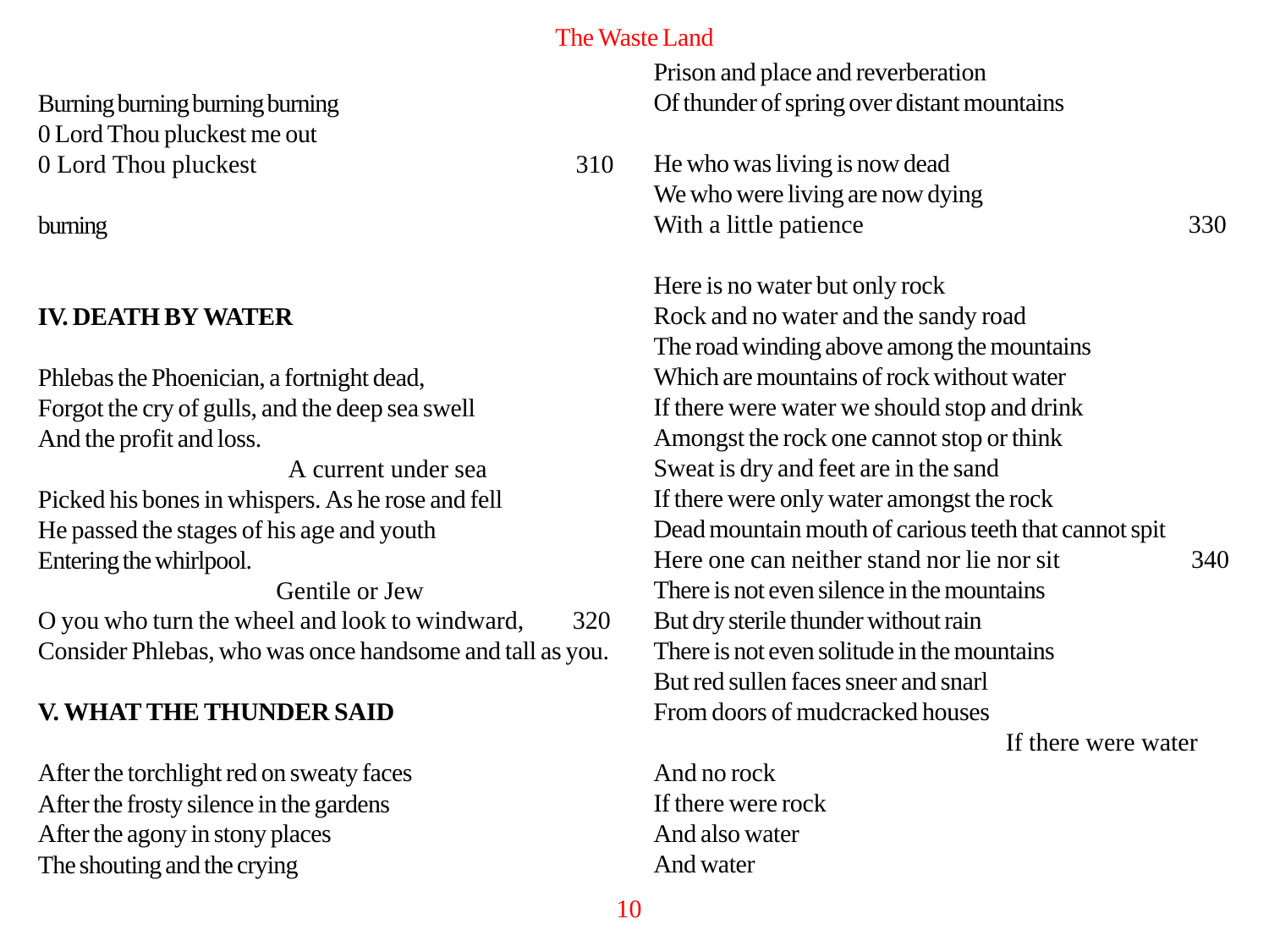Burning burning burning burning
0 Lord Thou pluckest me out
0 Lord Thou pluckest 310

burning

## IV. DEATH BY WATER

Phlebas the Phoenician, a fortnight dead,
Forgot the cry of gulls, and the deep sea swell
And the profit and loss.
                                        A current under sea
Picked his bones in whispers. As he rose and fell
He passed the stages of his age and youth
Entering the whirlpool.
                                        Gentile or Jew
O you who turn the wheel and look to windward, 320
Consider Phlebas, who was once handsome and tall as you.

## V. WHAT THE THUNDER SAID

After the torchlight red on sweaty faces
After the frosty silence in the gardens
After the agony in stony places
The shouting and the crying
Prison and place and reverberation
Of thunder of spring over distant mountains

He who was living is now dead
We who were living are now dying
With a little patience 330

Here is no water but only rock
Rock and no water and the sandy road
The road winding above among the mountains
Which are mountains of rock without water
If there were water we should stop and drink
Amongst the rock one cannot stop or think
Sweat is dry and feet are in the sand
If there were only water amongst the rock
Dead mountain mouth of carious teeth that cannot spit
Here one can neither stand nor lie nor sit 340
There is not even silence in the mountains
But dry sterile thunder without rain
There is not even solitude in the mountains
But red sullen faces sneer and snarl
From doors of mudcracked houses
                                        If there were water

And no rock
If there were rock
And also water
And water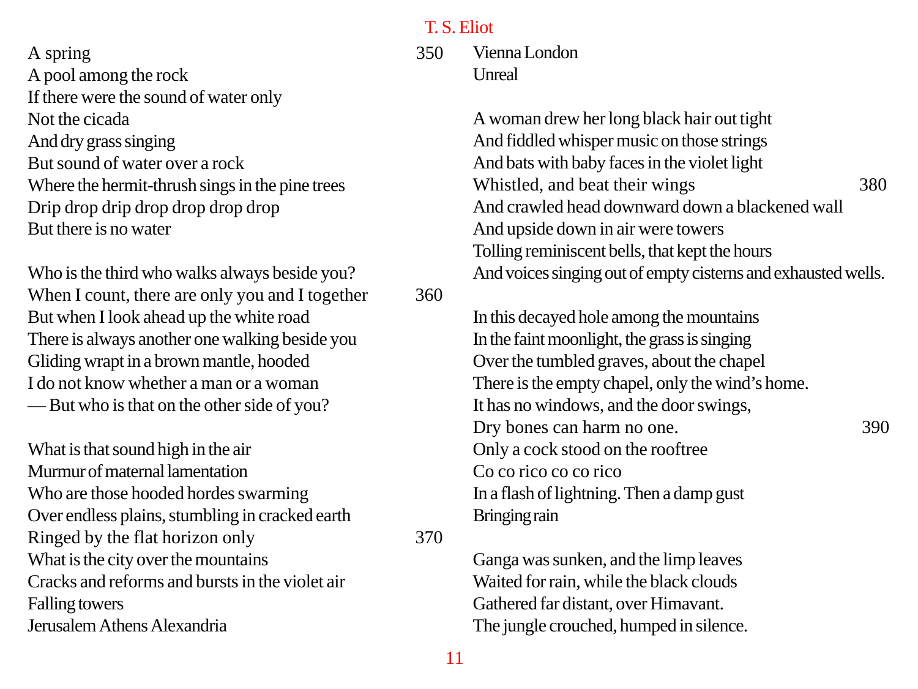A spring
A pool among the rock
If there were the sound of water only
Not the cicada
And dry grass singing
But sound of water over a rock
Where the hermit-thrush sings in the pine trees
Drip drop drip drop drop drop drop
But there is no water

Who is the third who walks always beside you?
When I count, there are only you and I together
But when I look ahead up the white road
There is always another one walking beside you
Gliding wrapt in a brown mantle, hooded
I do not know whether a man or a woman
— But who is that on the other side of you?

What is that sound high in the air
Murmur of maternal lamentation
Who are those hooded hordes swarming
Over endless plains, stumbling in cracked earth
Ringed by the flat horizon only
What is the city over the mountains
Cracks and reforms and bursts in the violet air
Falling towers
Jerusalem Athens Alexandria
Vienna London
Unreal

A woman drew her long black hair out tight
And fiddled whisper music on those strings
And bats with baby faces in the violet light
Whistled, and beat their wings
And crawled head downward down a blackened wall
And upside down in air were towers
Tolling reminiscent bells, that kept the hours
And voices singing out of empty cisterns and exhausted wells.

In this decayed hole among the mountains
In the faint moonlight, the grass is singing
Over the tumbled graves, about the chapel
There is the empty chapel, only the wind's home.
It has no windows, and the door swings,
Dry bones can harm no one.
Only a cock stood on the rooftree
Co co rico co co rico
In a flash of lightning. Then a damp gust
Bringing rain

Ganga was sunken, and the limp leaves
Waited for rain, while the black clouds
Gathered far distant, over Himavant.
The jungle crouched, humped in silence.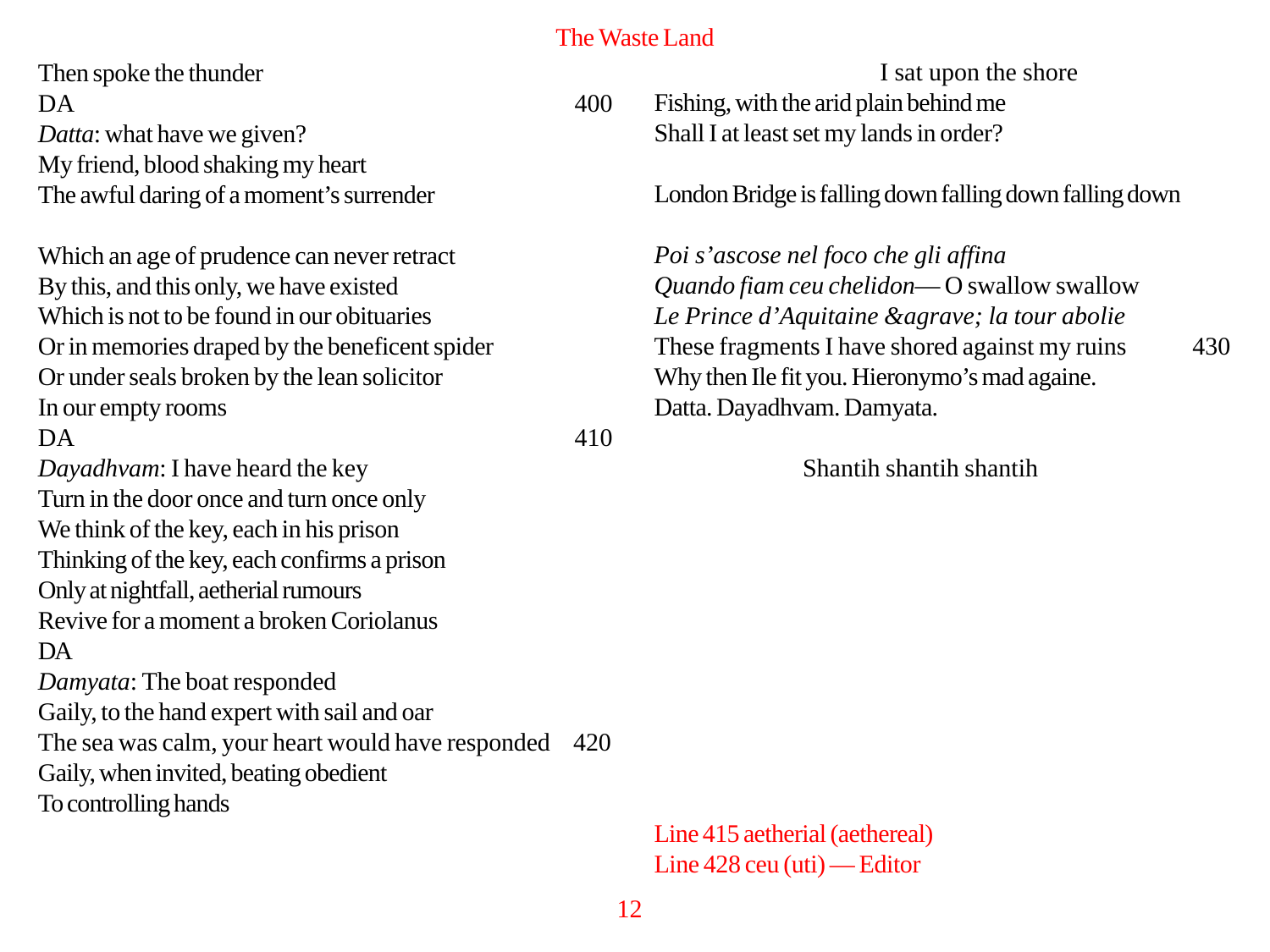Then spoke the thunder
DA 400
*Datta*: what have we given?
My friend, blood shaking my heart
The awful daring of a moment's surrender

Which an age of prudence can never retract
By this, and this only, we have existed
Which is not to be found in our obituaries
Or in memories draped by the beneficent spider
Or under seals broken by the lean solicitor
In our empty rooms
DA 410
*Dayadhvam*: I have heard the key
Turn in the door once and turn once only
We think of the key, each in his prison
Thinking of the key, each confirms a prison
Only at nightfall, aetherial rumours
Revive for a moment a broken Coriolanus
DA
*Damyata*: The boat responded
Gaily, to the hand expert with sail and oar
The sea was calm, your heart would have responded 420
Gaily, when invited, beating obedient
To controlling hands

I sat upon the shore
Fishing, with the arid plain behind me
Shall I at least set my lands in order?

London Bridge is falling down falling down falling down

*Poi s'ascose nel foco che gli affina*
*Quando fiam ceu chelidon*— O swallow swallow
*Le Prince d'Aquitaine &agrave; la tour abolie*
These fragments I have shored against my ruins 430
Why then Ile fit you. Hieronymo's mad againe.
Datta. Dayadhvam. Damyata.

Shantih shantih shantih

Line 415 aetherial (aethereal)
Line 428 ceu (uti) — Editor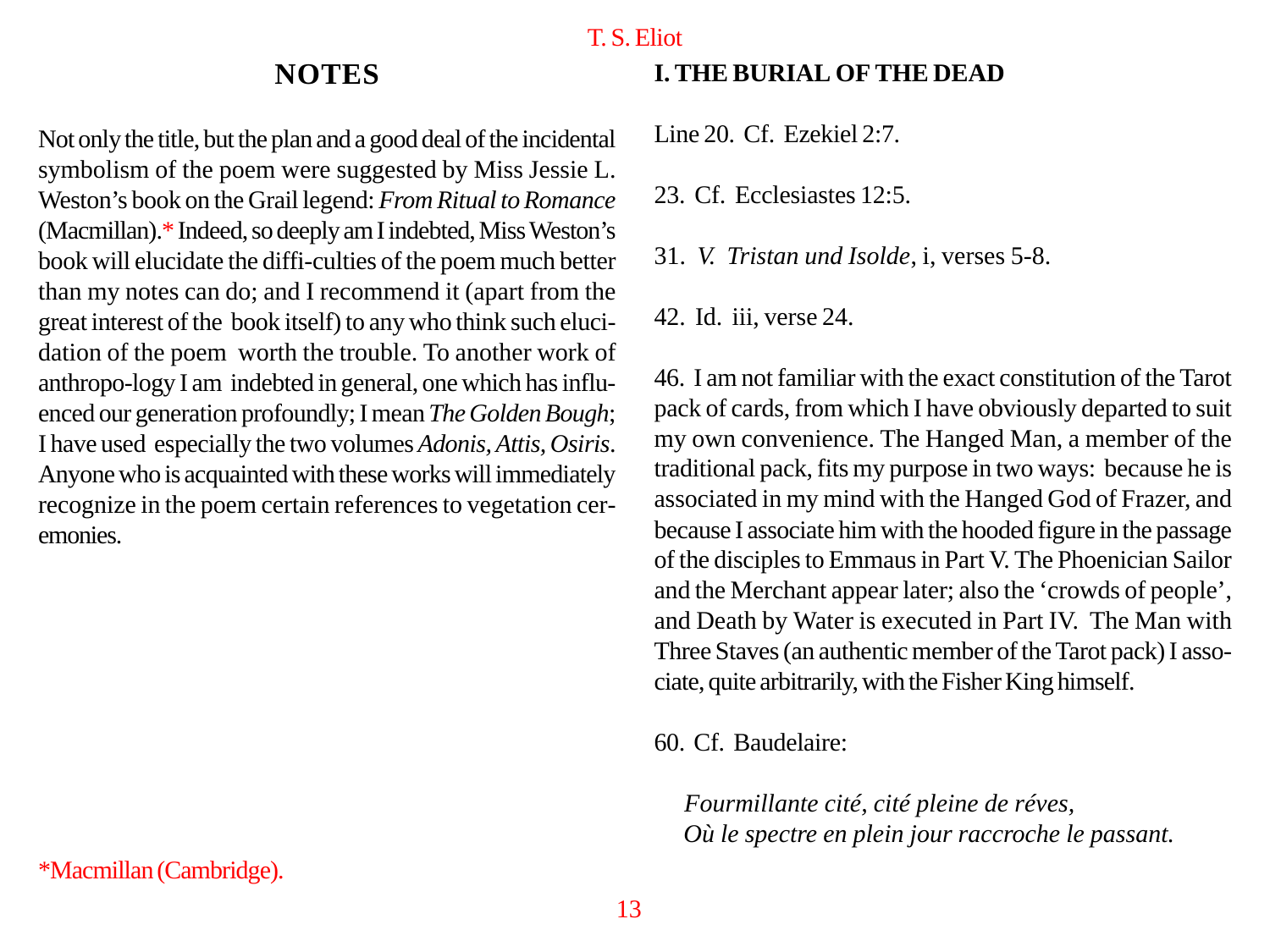## NOTES

Not only the title, but the plan and a good deal of the incidental symbolism of the poem were suggested by Miss Jessie L. Weston's book on the Grail legend: *From Ritual to Romance* (Macmillan).* Indeed, so deeply am I indebted, Miss Weston's book will elucidate the diffi-culties of the poem much better than my notes can do; and I recommend it (apart from the great interest of the book itself) to any who think such elucidation of the poem worth the trouble. To another work of anthropo-logy I am indebted in general, one which has influenced our generation profoundly; I mean *The Golden Bough*; I have used especially the two volumes *Adonis, Attis, Osiris*. Anyone who is acquainted with these works will immediately recognize in the poem certain references to vegetation ceremonies.

*Macmillan (Cambridge).

### I. THE BURIAL OF THE DEAD

Line 20. Cf. Ezekiel 2:7.

23. Cf. Ecclesiastes 12:5.

31. *V. Tristan und Isolde*, i, verses 5-8.

42. Id. iii, verse 24.

46. I am not familiar with the exact constitution of the Tarot pack of cards, from which I have obviously departed to suit my own convenience. The Hanged Man, a member of the traditional pack, fits my purpose in two ways: because he is associated in my mind with the Hanged God of Frazer, and because I associate him with the hooded figure in the passage of the disciples to Emmaus in Part V. The Phoenician Sailor and the Merchant appear later; also the 'crowds of people', and Death by Water is executed in Part IV. The Man with Three Staves (an authentic member of the Tarot pack) I associate, quite arbitrarily, with the Fisher King himself.

60. Cf. Baudelaire:

> *Fourmillante cité, cité pleine de réves,*
> *Où le spectre en plein jour raccroche le passant.*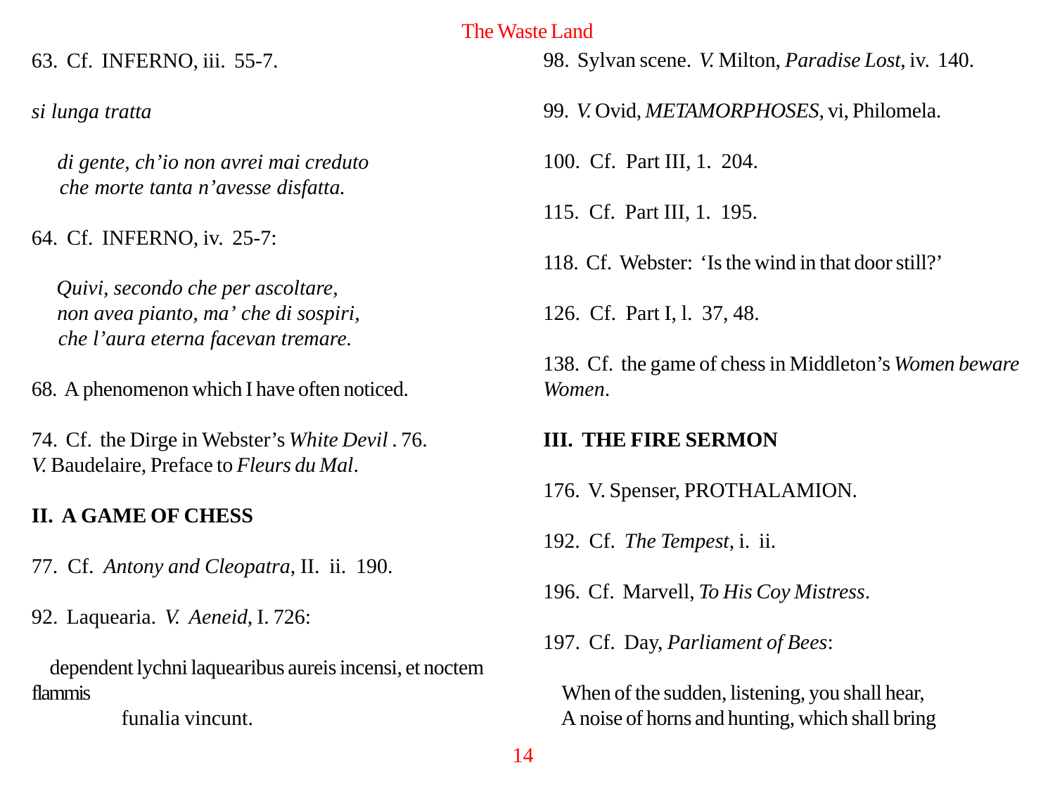63. Cf. INFERNO, iii. 55-7.

*si lunga tratta*

*di gente, ch'io non avrei mai creduto*
*che morte tanta n'avesse disfatta.*

64. Cf. INFERNO, iv. 25-7:

*Quivi, secondo che per ascoltare,*
*non avea pianto, ma' che di sospiri,*
*che l'aura eterna facevan tremare.*

68. A phenomenon which I have often noticed.

74. Cf. the Dirge in Webster's *White Devil* . 76. *V.* Baudelaire, Preface to *Fleurs du Mal*.

## II. A GAME OF CHESS

77. Cf. *Antony and Cleopatra*, II. ii. 190.

92. Laquearia. *V. Aeneid*, I. 726:

dependent lychni laquearibus aureis incensi, et noctem flammis
funalia vincunt.

98. Sylvan scene. *V.* Milton, *Paradise Lost*, iv. 140.

99. *V.* Ovid, *METAMORPHOSES*, vi, Philomela.

100. Cf. Part III, 1. 204.

115. Cf. Part III, 1. 195.

118. Cf. Webster: 'Is the wind in that door still?'

126. Cf. Part I, l. 37, 48.

138. Cf. the game of chess in Middleton's *Women beware Women*.

## III. THE FIRE SERMON

176. V. Spenser, PROTHALAMION.

192. Cf. *The Tempest*, i. ii.

196. Cf. Marvell, *To His Coy Mistress*.

197. Cf. Day, *Parliament of Bees*:

When of the sudden, listening, you shall hear,
A noise of horns and hunting, which shall bring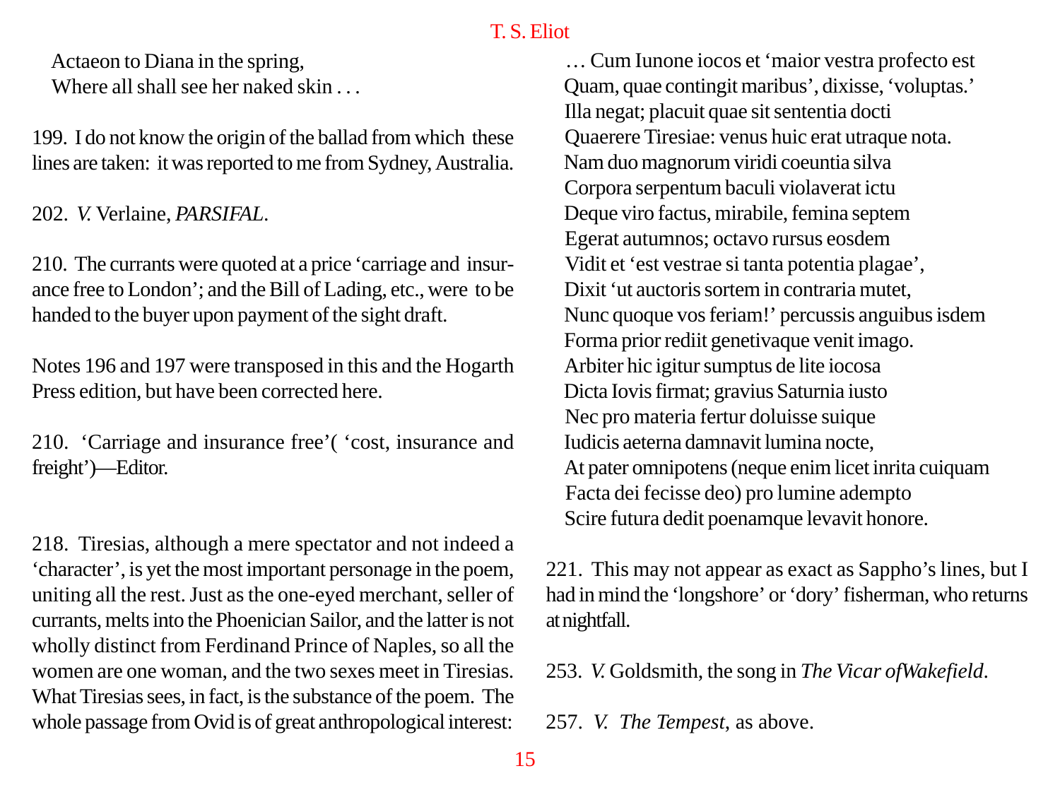Actaeon to Diana in the spring,
Where all shall see her naked skin . . .

199. I do not know the origin of the ballad from which these lines are taken: it was reported to me from Sydney, Australia.

202. *V.* Verlaine, *PARSIFAL*.

210. The currants were quoted at a price 'carriage and insurance free to London'; and the Bill of Lading, etc., were to be handed to the buyer upon payment of the sight draft.

Notes 196 and 197 were transposed in this and the Hogarth Press edition, but have been corrected here.

210. 'Carriage and insurance free'( 'cost, insurance and freight')—Editor.

218. Tiresias, although a mere spectator and not indeed a 'character', is yet the most important personage in the poem, uniting all the rest. Just as the one-eyed merchant, seller of currants, melts into the Phoenician Sailor, and the latter is not wholly distinct from Ferdinand Prince of Naples, so all the women are one woman, and the two sexes meet in Tiresias. What Tiresias sees, in fact, is the substance of the poem. The whole passage from Ovid is of great anthropological interest:

. . . Cum Iunone iocos et 'maior vestra profecto est
Quam, quae contingit maribus', dixisse, 'voluptas.'
Illa negat; placuit quae sit sententia docti
Quaerere Tiresiae: venus huic erat utraque nota.
Nam duo magnorum viridi coeuntia silva
Corpora serpentum baculi violaverat ictu
Deque viro factus, mirabile, femina septem
Egerat autumnos; octavo rursus eosdem
Vidit et 'est vestrae si tanta potentia plagae',
Dixit 'ut auctoris sortem in contraria mutet,
Nunc quoque vos feriam!' percussis anguibus isdem
Forma prior rediit genetivaque venit imago.
Arbiter hic igitur sumptus de lite iocosa
Dicta Iovis firmat; gravius Saturnia iusto
Nec pro materia fertur doluisse suique
Iudicis aeterna damnavit lumina nocte,
At pater omnipotens (neque enim licet inrita cuiquam
Facta dei fecisse deo) pro lumine adempto
Scire futura dedit poenamque levavit honore.

221. This may not appear as exact as Sappho's lines, but I had in mind the 'longshore' or 'dory' fisherman, who returns at nightfall.

253. *V.* Goldsmith, the song in *The Vicar of Wakefield*.

257. *V. The Tempest*, as above.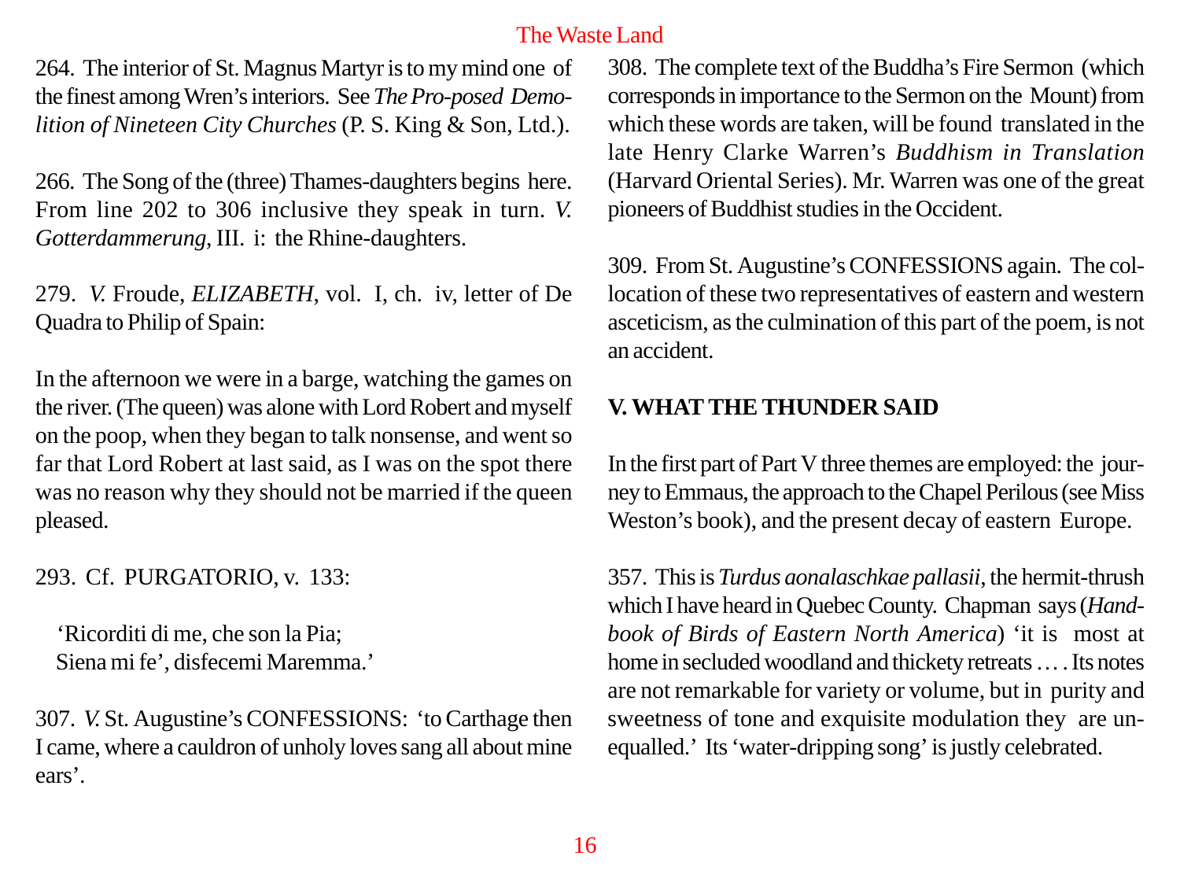264. The interior of St. Magnus Martyr is to my mind one of the finest among Wren's interiors. See *The Pro-posed Demolition of Nineteen City Churches* (P. S. King & Son, Ltd.).

266. The Song of the (three) Thames-daughters begins here. From line 202 to 306 inclusive they speak in turn. *V. Gotterdammerung*, III. i: the Rhine-daughters.

279. *V.* Froude, *ELIZABETH*, vol. I, ch. iv, letter of De Quadra to Philip of Spain:

In the afternoon we were in a barge, watching the games on the river. (The queen) was alone with Lord Robert and myself on the poop, when they began to talk nonsense, and went so far that Lord Robert at last said, as I was on the spot there was no reason why they should not be married if the queen pleased.

293. Cf. PURGATORIO, v. 133:

> 'Ricorditi di me, che son la Pia;
> Siena mi fe', disfecemi Maremma.'

307. *V.* St. Augustine's CONFESSIONS: 'to Carthage then I came, where a cauldron of unholy loves sang all about mine ears'.

308. The complete text of the Buddha's Fire Sermon (which corresponds in importance to the Sermon on the Mount) from which these words are taken, will be found translated in the late Henry Clarke Warren's *Buddhism in Translation* (Harvard Oriental Series). Mr. Warren was one of the great pioneers of Buddhist studies in the Occident.

309. From St. Augustine's CONFESSIONS again. The collocation of these two representatives of eastern and western asceticism, as the culmination of this part of the poem, is not an accident.

**V. WHAT THE THUNDER SAID**

In the first part of Part V three themes are employed: the journey to Emmaus, the approach to the Chapel Perilous (see Miss Weston's book), and the present decay of eastern Europe.

357. This is *Turdus aonalaschkae pallasii*, the hermit-thrush which I have heard in Quebec County. Chapman says (*Handbook of Birds of Eastern North America*) 'it is most at home in secluded woodland and thickety retreats …. Its notes are not remarkable for variety or volume, but in purity and sweetness of tone and exquisite modulation they are unequalled.' Its 'water-dripping song' is justly celebrated.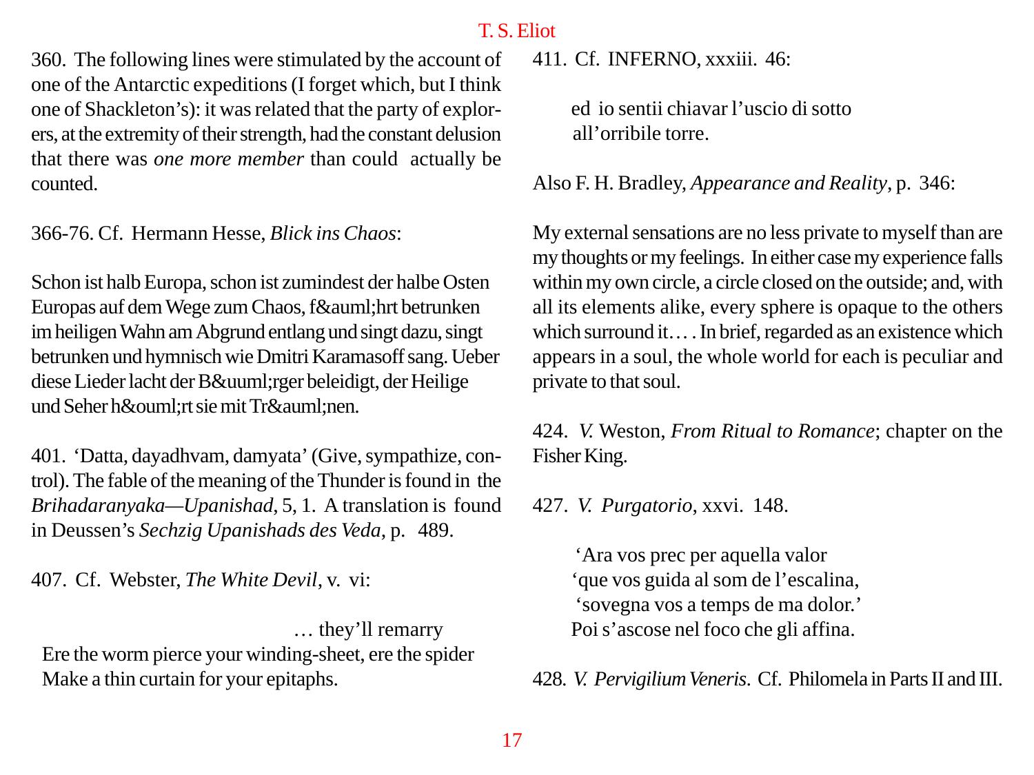360. The following lines were stimulated by the account of one of the Antarctic expeditions (I forget which, but I think one of Shackleton's): it was related that the party of explorers, at the extremity of their strength, had the constant delusion that there was *one more member* than could actually be counted.

366-76. Cf. Hermann Hesse, *Blick ins Chaos*:

Schon ist halb Europa, schon ist zumindest der halbe Osten Europas auf dem Wege zum Chaos, f&auml;hrt betrunken im heiligen Wahn am Abgrund entlang und singt dazu, singt betrunken und hymnisch wie Dmitri Karamasoff sang. Ueber diese Lieder lacht der B&uuml;rger beleidigt, der Heilige und Seher h&ouml;rt sie mit Tr&auml;nen.

401. 'Datta, dayadhvam, damyata' (Give, sympathize, control). The fable of the meaning of the Thunder is found in the *Brihadaranyaka—Upanishad*, 5, 1. A translation is found in Deussen's *Sechzig Upanishads des Veda*, p. 489.

407. Cf. Webster, *The White Devil*, v. vi:

> … they'll remarry
> Ere the worm pierce your winding-sheet, ere the spider
> Make a thin curtain for your epitaphs.

411. Cf. INFERNO, xxxiii. 46:

> ed io sentii chiavar l'uscio di sotto
> all'orribile torre.

Also F. H. Bradley, *Appearance and Reality*, p. 346:

My external sensations are no less private to myself than are my thoughts or my feelings. In either case my experience falls within my own circle, a circle closed on the outside; and, with all its elements alike, every sphere is opaque to the others which surround it… . In brief, regarded as an existence which appears in a soul, the whole world for each is peculiar and private to that soul.

424. *V.* Weston, *From Ritual to Romance*; chapter on the Fisher King.

427. *V. Purgatorio*, xxvi. 148.

> 'Ara vos prec per aquella valor
> 'que vos guida al som de l'escalina,
> 'sovegna vos a temps de ma dolor.'
> Poi s'ascose nel foco che gli affina.

428. *V. Pervigilium Veneris*. Cf. Philomela in Parts II and III.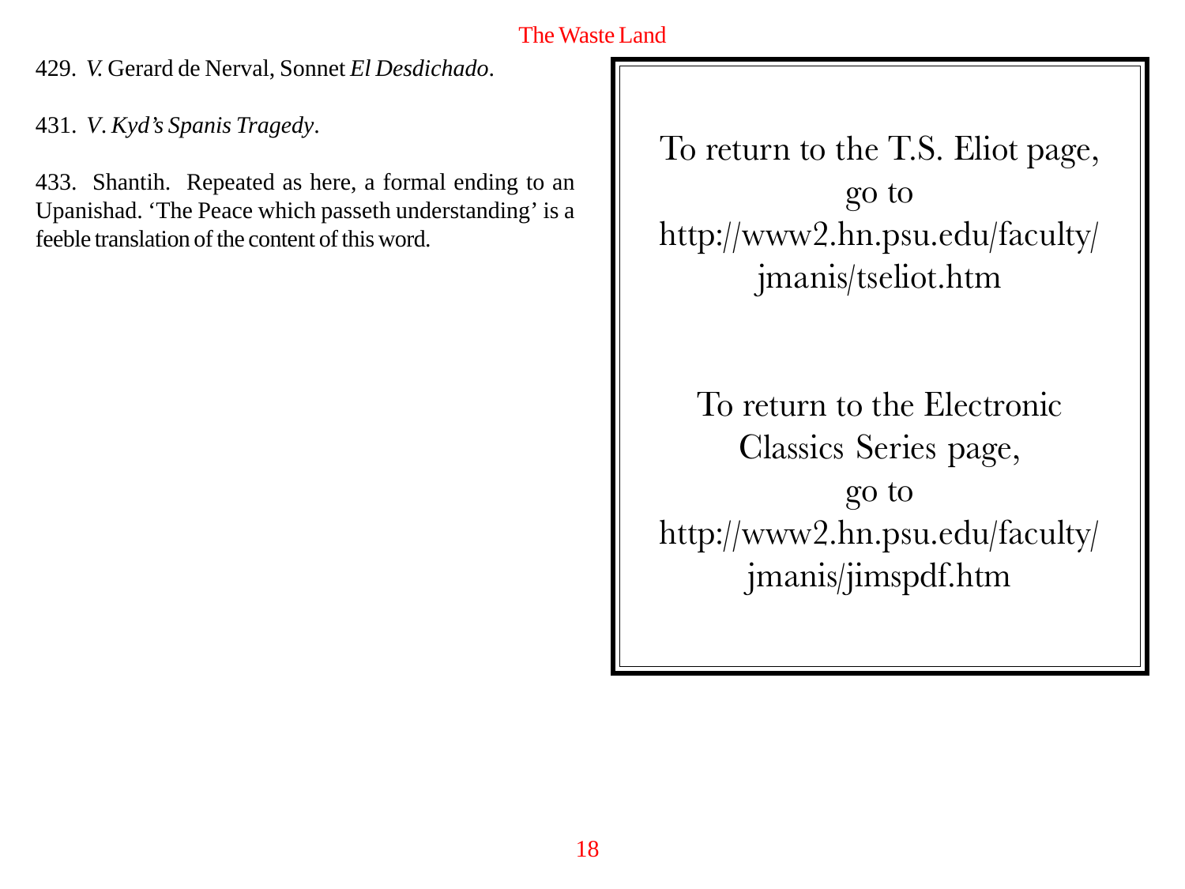429. *V.* Gerard de Nerval, Sonnet *El Desdichado*.

431. *V. Kyd's Spanis Tragedy*.

433. Shantih. Repeated as here, a formal ending to an Upanishad. 'The Peace which passeth understanding' is a feeble translation of the content of this word.

To return to the T.S. Eliot page, go to http://www2.hn.psu.edu/faculty/jmanis/tseliot.htm

To return to the Electronic Classics Series page, go to http://www2.hn.psu.edu/faculty/jmanis/jimspdf.htm